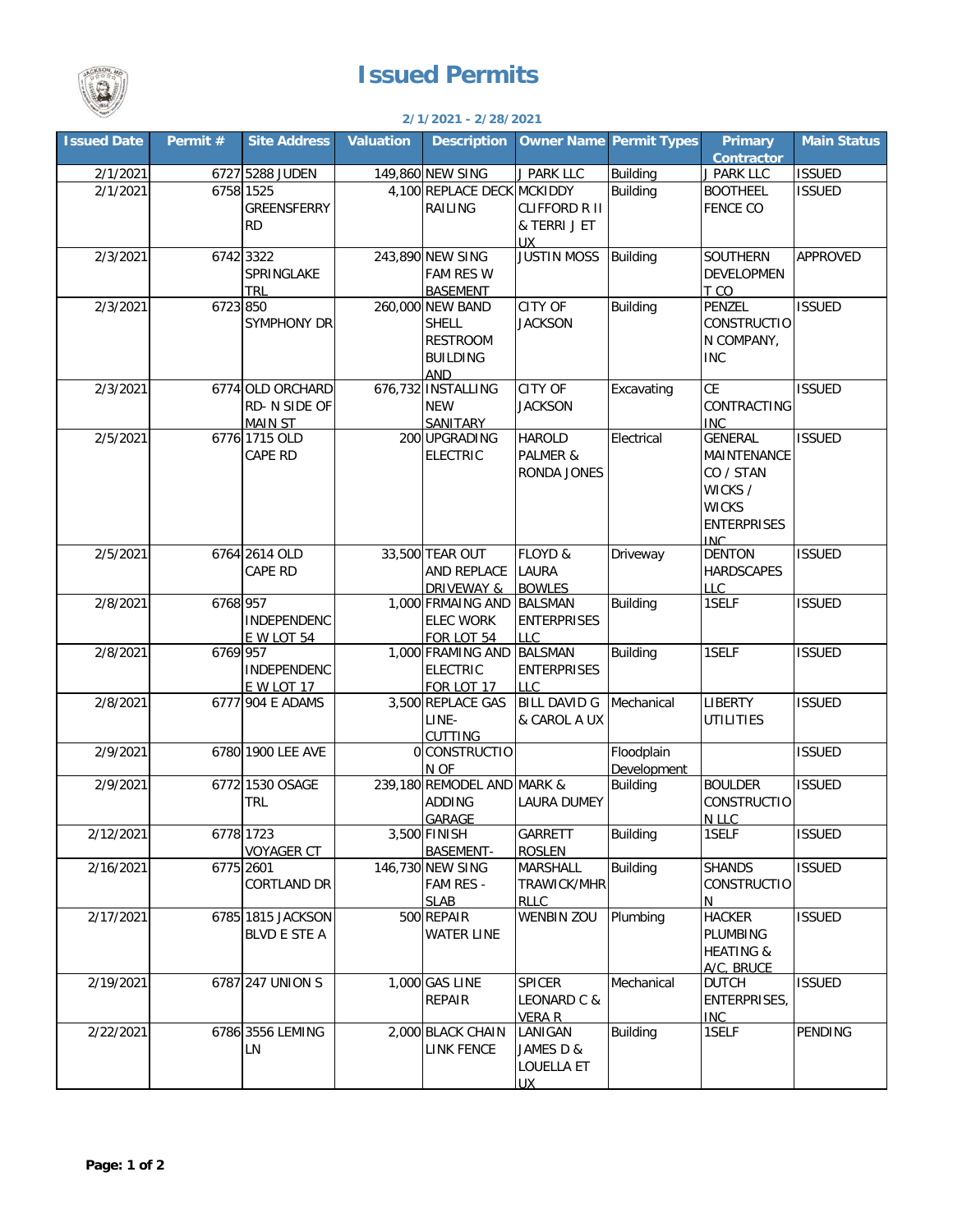# Issued Permits

**2/1/2021 - 2/28/2021**

| Issued Date | Permit # | Site Address | Valuation | Description | Owner Name | Permit Types | Primary Contractor | Main Status |
|---|---|---|---|---|---|---|---|---|
| 2/1/2021 | 6727 | 5288 JUDEN | 149,860 | NEW SING | J PARK LLC | Building | J PARK LLC | ISSUED |
| 2/1/2021 | 6758 | 1525 GREENSFERRY RD | 4,100 | REPLACE DECK RAILING | MCKIDDY CLIFFORD R II & TERRI J ET UX | Building | BOOTHEEL FENCE CO | ISSUED |
| 2/3/2021 | 6742 | 3322 SPRINGLAKE TRL | 243,890 | NEW SING FAM RES W BASEMENT | JUSTIN MOSS | Building | SOUTHERN DEVELOPMENT CO | APPROVED |
| 2/3/2021 | 6723 | 850 SYMPHONY DR | 260,000 | NEW BAND SHELL RESTROOM BUILDING AND | CITY OF JACKSON | Building | PENZEL CONSTRUCTION COMPANY, INC | ISSUED |
| 2/3/2021 | 6774 | OLD ORCHARD RD- N SIDE OF MAIN ST | 676,732 | INSTALLING NEW SANITARY | CITY OF JACKSON | Excavating | CE CONTRACTING INC | ISSUED |
| 2/5/2021 | 6776 | 1715 OLD CAPE RD | 200 | UPGRADING ELECTRIC | HAROLD PALMER & RONDA JONES | Electrical | GENERAL MAINTENANCE CO / STAN WICKS / WICKS ENTERPRISES INC | ISSUED |
| 2/5/2021 | 6764 | 2614 OLD CAPE RD | 33,500 | TEAR OUT AND REPLACE DRIVEWAY & | FLOYD & LAURA BOWLES | Driveway | DENTON HARDSCAPES LLC | ISSUED |
| 2/8/2021 | 6768 | 957 INDEPENDENCE W LOT 54 | 1,000 | FRMAING AND ELEC WORK FOR LOT 54 | BALSMAN ENTERPRISES LLC | Building | 1SELF | ISSUED |
| 2/8/2021 | 6769 | 957 INDEPENDENCE W LOT 17 | 1,000 | FRAMING AND ELECTRIC FOR LOT 17 | BALSMAN ENTERPRISES LLC | Building | 1SELF | ISSUED |
| 2/8/2021 | 6777 | 904 E ADAMS | 3,500 | REPLACE GAS LINE-CUTTING | BILL DAVID G & CAROL A UX | Mechanical | LIBERTY UTILITIES | ISSUED |
| 2/9/2021 | 6780 | 1900 LEE AVE | 0 | CONSTRUCTION OF | | Floodplain Development | | ISSUED |
| 2/9/2021 | 6772 | 1530 OSAGE TRL | 239,180 | REMODEL AND ADDING GARAGE | MARK & LAURA DUMEY | Building | BOULDER CONSTRUCTION LLC | ISSUED |
| 2/12/2021 | 6778 | 1723 VOYAGER CT | 3,500 | FINISH BASEMENT- | GARRETT ROSLEN | Building | 1SELF | ISSUED |
| 2/16/2021 | 6775 | 2601 CORTLAND DR | 146,730 | NEW SING FAM RES - SLAB | MARSHALL TRAWICK/MHR RLLC | Building | SHANDS CONSTRUCTION | ISSUED |
| 2/17/2021 | 6785 | 1815 JACKSON BLVD E STE A | 500 | REPAIR WATER LINE | WENBIN ZOU | Plumbing | HACKER PLUMBING HEATING & A/C, BRUCE | ISSUED |
| 2/19/2021 | 6787 | 247 UNION S | 1,000 | GAS LINE REPAIR | SPICER LEONARD C & VERA R | Mechanical | DUTCH ENTERPRISES, INC | ISSUED |
| 2/22/2021 | 6786 | 3556 LEMING LN | 2,000 | BLACK CHAIN LINK FENCE | LANIGAN JAMES D & LOUELLA ET UX | Building | 1SELF | PENDING |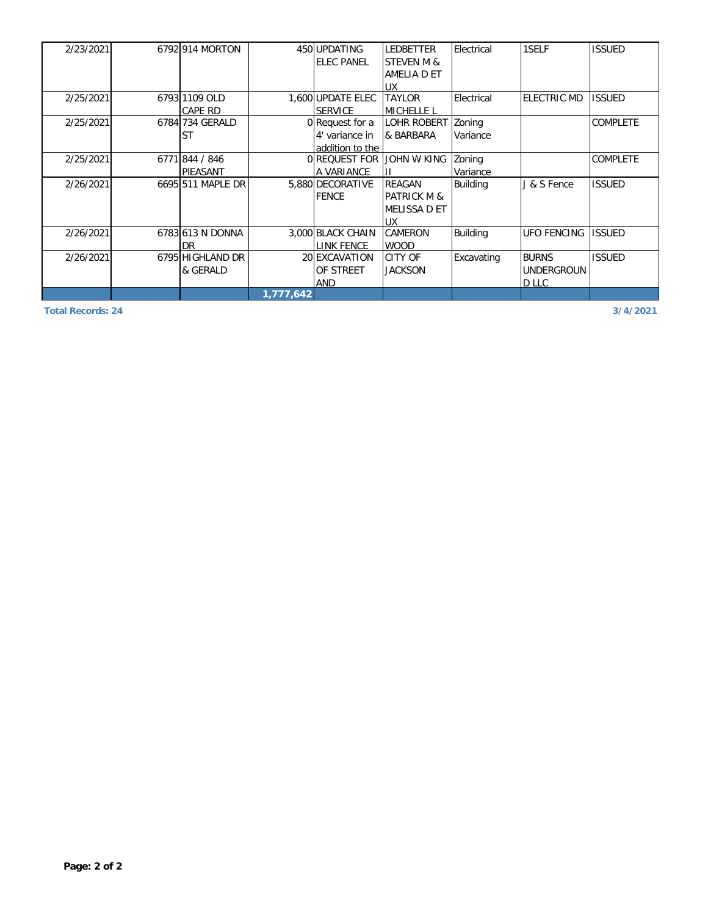| | | | | | | | | |
|---|---|---|---|---|---|---|---|---|
| 2/23/2021 | 6792 | 914 MORTON | 450 | UPDATING ELEC PANEL | LEDBETTER STEVEN M & AMELIA D ET UX | Electrical | 1SELF | ISSUED |
| 2/25/2021 | 6793 | 1109 OLD CAPE RD | 1,600 | UPDATE ELEC SERVICE | TAYLOR MICHELLE L | Electrical | ELECTRIC MD | ISSUED |
| 2/25/2021 | 6784 | 734 GERALD ST | 0 | Request for a 4' variance in addition to the | LOHR ROBERT & BARBARA | Zoning Variance | | COMPLETE |
| 2/25/2021 | 6771 | 844 / 846 PIEASANT | 0 | REQUEST FOR A VARIANCE | JOHN W KING II | Zoning Variance | | COMPLETE |
| 2/26/2021 | 6695 | 511 MAPLE DR | 5,880 | DECORATIVE FENCE | REAGAN PATRICK M & MELISSA D ET UX | Building | J & S Fence | ISSUED |
| 2/26/2021 | 6783 | 613 N DONNA DR | 3,000 | BLACK CHAIN LINK FENCE | CAMERON WOOD | Building | UFO FENCING | ISSUED |
| 2/26/2021 | 6795 | HIGHLAND DR & GERALD | 20 | EXCAVATION OF STREET AND | CITY OF JACKSON | Excavating | BURNS UNDERGROUND LLC | ISSUED |
| | | | **1,777,642** | | | | | |

**Total Records: 24**

**3/4/2021**